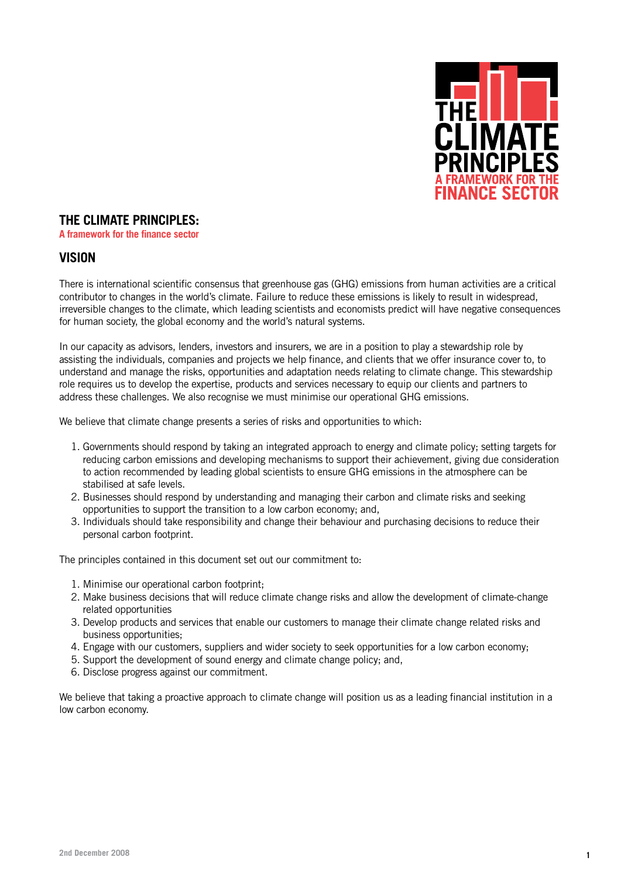# THE CLIMATE PRINCIPLES:

**A framework for the finance sector**

## VISION

There is international scientific consensus that greenhouse gas (GHG) emissions from human activities are a critical contributor to changes in the world's climate. Failure to reduce these emissions is likely to result in widespread, irreversible changes to the climate, which leading scientists and economists predict will have negative consequences for human society, the global economy and the world's natural systems.

In our capacity as advisors, lenders, investors and insurers, we are in a position to play a stewardship role by assisting the individuals, companies and projects we help finance, and clients that we offer insurance cover to, to understand and manage the risks, opportunities and adaptation needs relating to climate change. This stewardship role requires us to develop the expertise, products and services necessary to equip our clients and partners to address these challenges. We also recognise we must minimise our operational GHG emissions.

We believe that climate change presents a series of risks and opportunities to which:

1. Governments should respond by taking an integrated approach to energy and climate policy; setting targets for reducing carbon emissions and developing mechanisms to support their achievement, giving due consideration to action recommended by leading global scientists to ensure GHG emissions in the atmosphere can be stabilised at safe levels.
2. Businesses should respond by understanding and managing their carbon and climate risks and seeking opportunities to support the transition to a low carbon economy; and,
3. Individuals should take responsibility and change their behaviour and purchasing decisions to reduce their personal carbon footprint.

The principles contained in this document set out our commitment to:

1. Minimise our operational carbon footprint;
2. Make business decisions that will reduce climate change risks and allow the development of climate-change related opportunities
3. Develop products and services that enable our customers to manage their climate change related risks and business opportunities;
4. Engage with our customers, suppliers and wider society to seek opportunities for a low carbon economy;
5. Support the development of sound energy and climate change policy; and,
6. Disclose progress against our commitment.

We believe that taking a proactive approach to climate change will position us as a leading financial institution in a low carbon economy.

2nd December 2008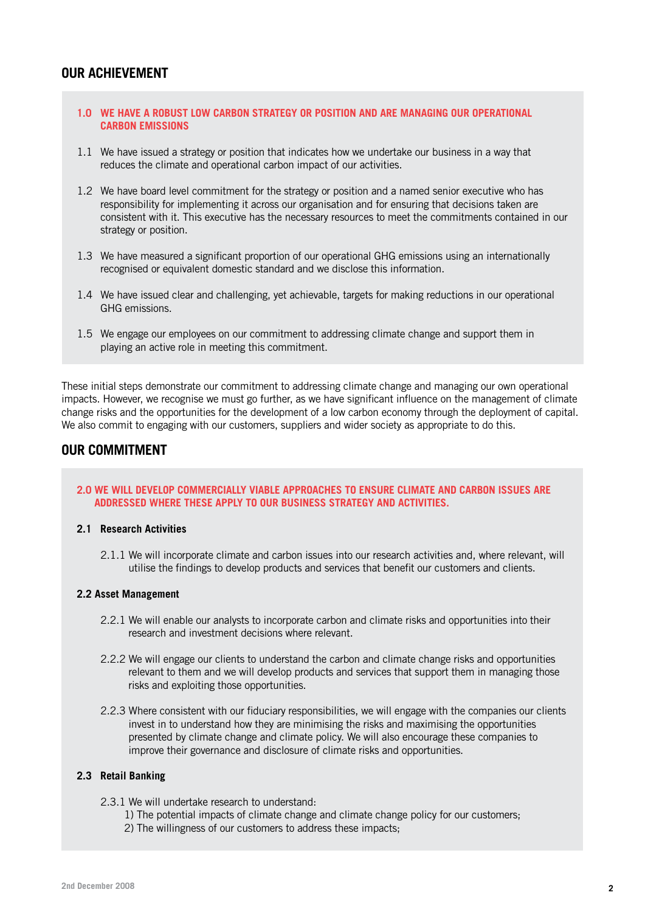## OUR ACHIEVEMENT

**1.0 WE HAVE A ROBUST LOW CARBON STRATEGY OR POSITION AND ARE MANAGING OUR OPERATIONAL CARBON EMISSIONS**

1.1 We have issued a strategy or position that indicates how we undertake our business in a way that reduces the climate and operational carbon impact of our activities.

1.2 We have board level commitment for the strategy or position and a named senior executive who has responsibility for implementing it across our organisation and for ensuring that decisions taken are consistent with it. This executive has the necessary resources to meet the commitments contained in our strategy or position.

1.3 We have measured a significant proportion of our operational GHG emissions using an internationally recognised or equivalent domestic standard and we disclose this information.

1.4 We have issued clear and challenging, yet achievable, targets for making reductions in our operational GHG emissions.

1.5 We engage our employees on our commitment to addressing climate change and support them in playing an active role in meeting this commitment.

These initial steps demonstrate our commitment to addressing climate change and managing our own operational impacts. However, we recognise we must go further, as we have significant influence on the management of climate change risks and the opportunities for the development of a low carbon economy through the deployment of capital. We also commit to engaging with our customers, suppliers and wider society as appropriate to do this.

## OUR COMMITMENT

**2.0 WE WILL DEVELOP COMMERCIALLY VIABLE APPROACHES TO ENSURE CLIMATE AND CARBON ISSUES ARE ADDRESSED WHERE THESE APPLY TO OUR BUSINESS STRATEGY AND ACTIVITIES.**

**2.1 Research Activities**

2.1.1 We will incorporate climate and carbon issues into our research activities and, where relevant, will utilise the findings to develop products and services that benefit our customers and clients.

**2.2 Asset Management**

2.2.1 We will enable our analysts to incorporate carbon and climate risks and opportunities into their research and investment decisions where relevant.

2.2.2 We will engage our clients to understand the carbon and climate change risks and opportunities relevant to them and we will develop products and services that support them in managing those risks and exploiting those opportunities.

2.2.3 Where consistent with our fiduciary responsibilities, we will engage with the companies our clients invest in to understand how they are minimising the risks and maximising the opportunities presented by climate change and climate policy. We will also encourage these companies to improve their governance and disclosure of climate risks and opportunities.

**2.3 Retail Banking**

2.3.1 We will undertake research to understand:
1) The potential impacts of climate change and climate change policy for our customers;
2) The willingness of our customers to address these impacts;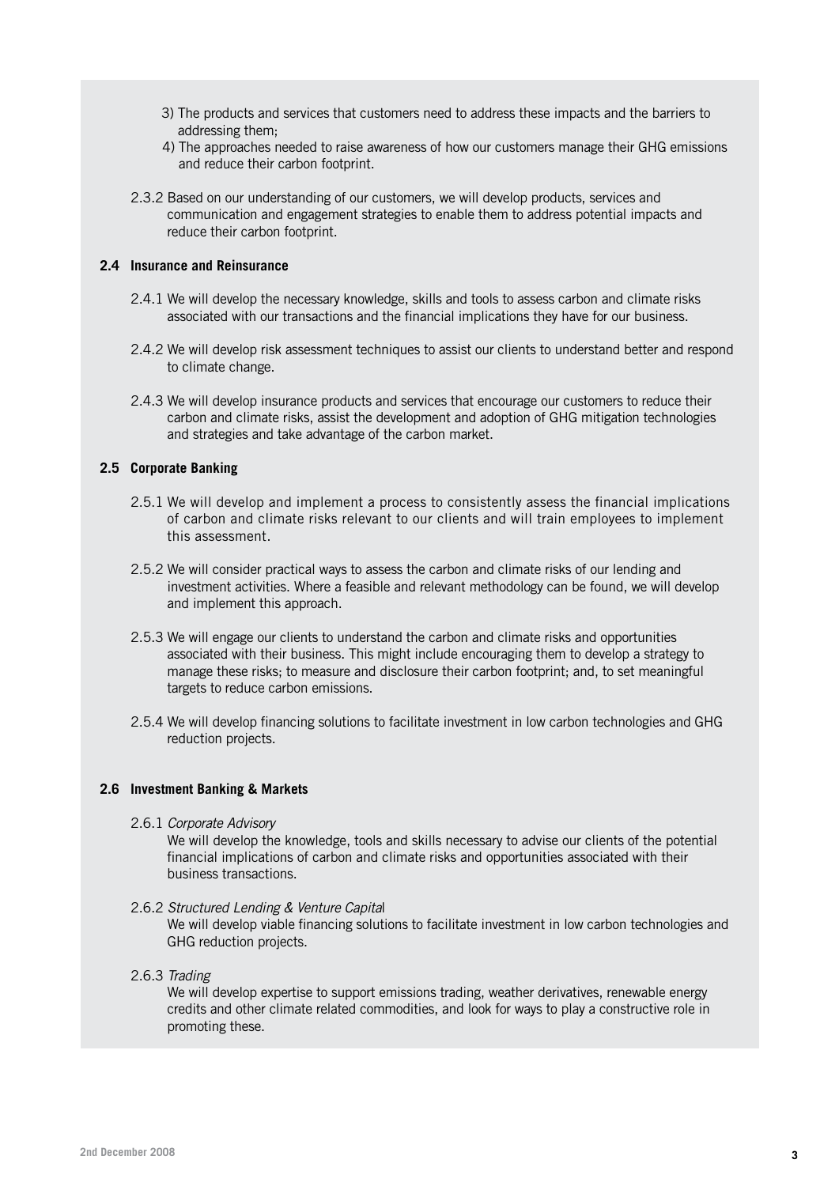3) The products and services that customers need to address these impacts and the barriers to addressing them;

4) The approaches needed to raise awareness of how our customers manage their GHG emissions and reduce their carbon footprint.

2.3.2 Based on our understanding of our customers, we will develop products, services and communication and engagement strategies to enable them to address potential impacts and reduce their carbon footprint.

### 2.4 Insurance and Reinsurance

2.4.1 We will develop the necessary knowledge, skills and tools to assess carbon and climate risks associated with our transactions and the financial implications they have for our business.

2.4.2 We will develop risk assessment techniques to assist our clients to understand better and respond to climate change.

2.4.3 We will develop insurance products and services that encourage our customers to reduce their carbon and climate risks, assist the development and adoption of GHG mitigation technologies and strategies and take advantage of the carbon market.

### 2.5 Corporate Banking

2.5.1 We will develop and implement a process to consistently assess the financial implications of carbon and climate risks relevant to our clients and will train employees to implement this assessment.

2.5.2 We will consider practical ways to assess the carbon and climate risks of our lending and investment activities. Where a feasible and relevant methodology can be found, we will develop and implement this approach.

2.5.3 We will engage our clients to understand the carbon and climate risks and opportunities associated with their business. This might include encouraging them to develop a strategy to manage these risks; to measure and disclosure their carbon footprint; and, to set meaningful targets to reduce carbon emissions.

2.5.4 We will develop financing solutions to facilitate investment in low carbon technologies and GHG reduction projects.

### 2.6 Investment Banking & Markets

2.6.1 *Corporate Advisory*

We will develop the knowledge, tools and skills necessary to advise our clients of the potential financial implications of carbon and climate risks and opportunities associated with their business transactions.

2.6.2 *Structured Lending & Venture Capital*

We will develop viable financing solutions to facilitate investment in low carbon technologies and GHG reduction projects.

2.6.3 *Trading*

We will develop expertise to support emissions trading, weather derivatives, renewable energy credits and other climate related commodities, and look for ways to play a constructive role in promoting these.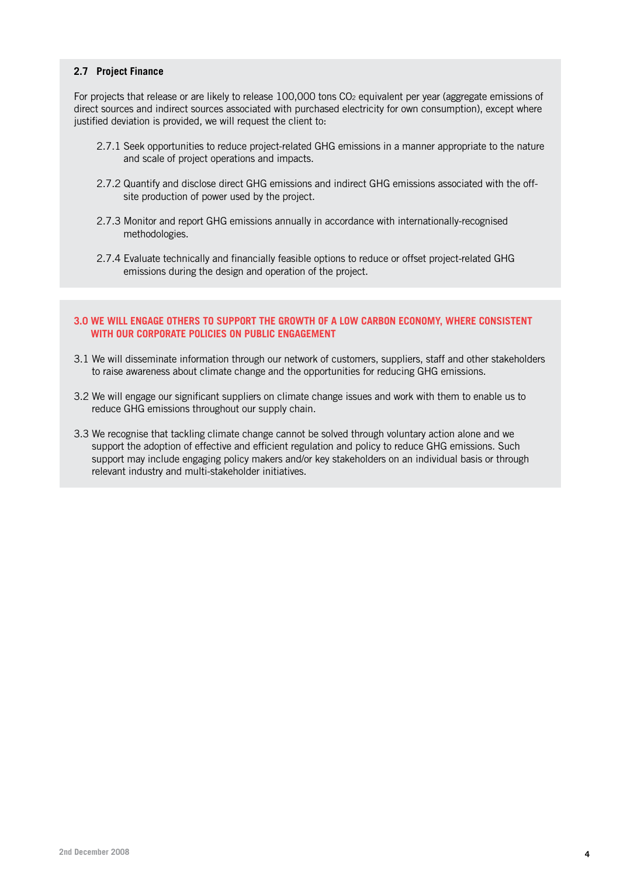### 2.7 Project Finance

For projects that release or are likely to release 100,000 tons $CO_2$ equivalent per year (aggregate emissions of direct sources and indirect sources associated with purchased electricity for own consumption), except where justified deviation is provided, we will request the client to:

2.7.1 Seek opportunities to reduce project-related GHG emissions in a manner appropriate to the nature and scale of project operations and impacts.

2.7.2 Quantify and disclose direct GHG emissions and indirect GHG emissions associated with the off-site production of power used by the project.

2.7.3 Monitor and report GHG emissions annually in accordance with internationally-recognised methodologies.

2.7.4 Evaluate technically and financially feasible options to reduce or offset project-related GHG emissions during the design and operation of the project.

## 3.0 WE WILL ENGAGE OTHERS TO SUPPORT THE GROWTH OF A LOW CARBON ECONOMY, WHERE CONSISTENT WITH OUR CORPORATE POLICIES ON PUBLIC ENGAGEMENT

3.1 We will disseminate information through our network of customers, suppliers, staff and other stakeholders to raise awareness about climate change and the opportunities for reducing GHG emissions.

3.2 We will engage our significant suppliers on climate change issues and work with them to enable us to reduce GHG emissions throughout our supply chain.

3.3 We recognise that tackling climate change cannot be solved through voluntary action alone and we support the adoption of effective and efficient regulation and policy to reduce GHG emissions. Such support may include engaging policy makers and/or key stakeholders on an individual basis or through relevant industry and multi-stakeholder initiatives.